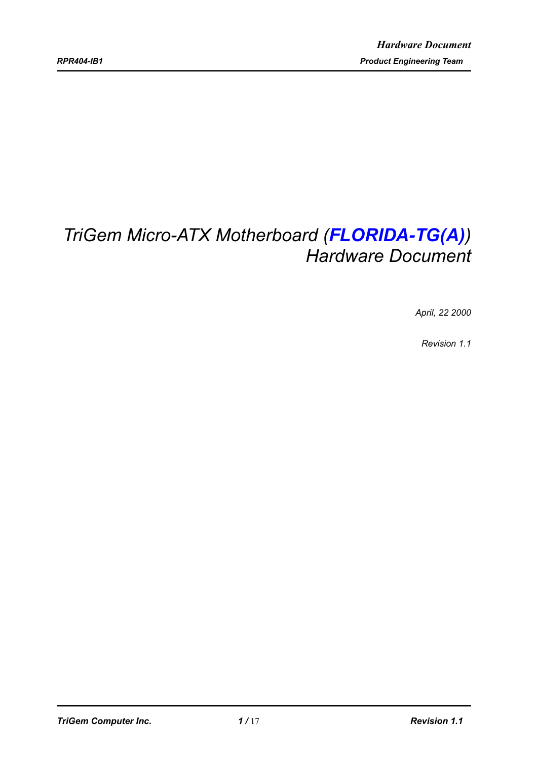# *TriGem Micro-ATX Motherboard (**FLORIDA-TG(A)**) Hardware Document*

*April, 22 2000*

*Revision 1.1*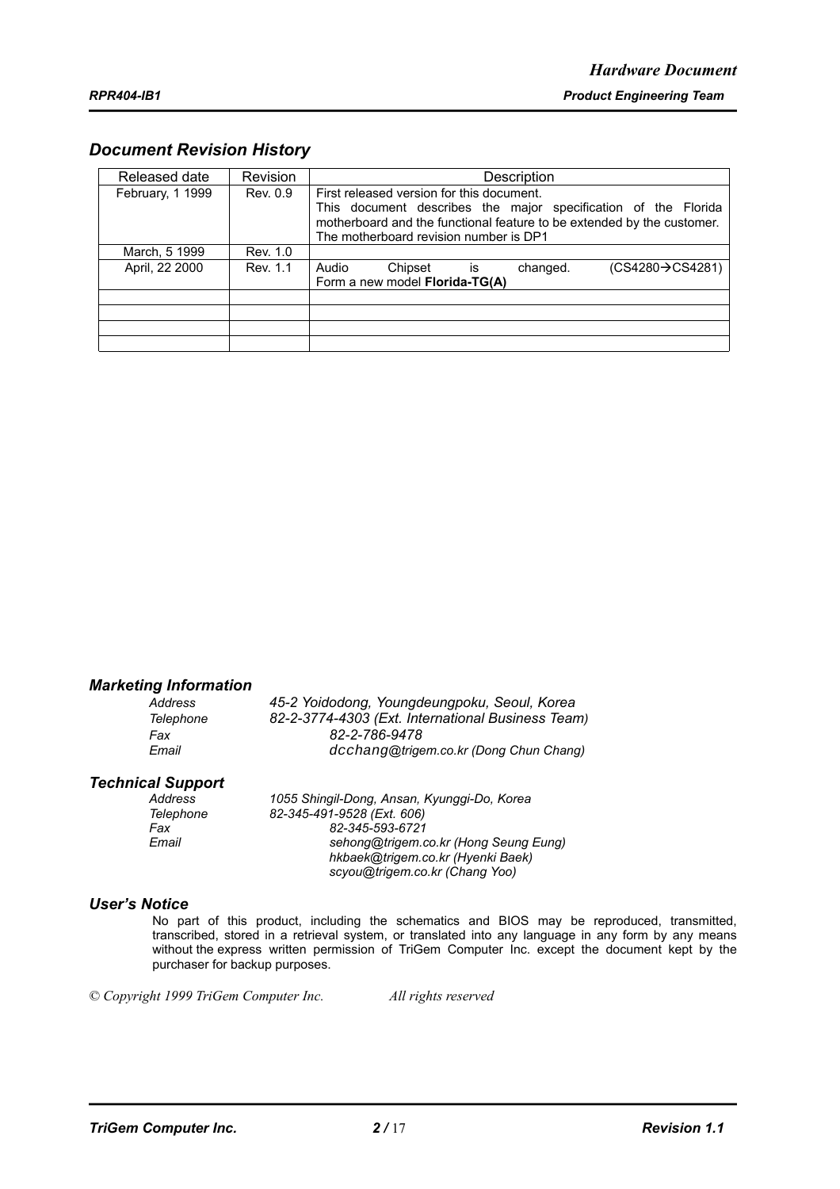## Document Revision History

| Released date | Revision | Description |
|---|---|---|
| February, 1 1999 | Rev. 0.9 | First released version for this document. This document describes the major specification of the Florida motherboard and the functional feature to be extended by the customer. The motherboard revision number is DP1 |
| March, 5 1999 | Rev. 1.0 | |
| April, 22 2000 | Rev. 1.1 | Audio Chipset is changed. (CS4280→CS4281) Form a new model **Florida-TG(A)** |
| | | |
| | | |
| | | |
| | | |

### Marketing Information

| | |
|---|---|
| *Address* | *45-2 Yoidodong, Youngdeungpoku, Seoul, Korea* |
| *Telephone* | *82-2-3774-4303 (Ext. International Business Team)* |
| *Fax* | *82-2-786-9478* |
| *Email* | *dcchang@trigem.co.kr (Dong Chun Chang)* |

### Technical Support

| | |
|---|---|
| *Address* | *1055 Shingil-Dong, Ansan, Kyunggi-Do, Korea* |
| *Telephone* | *82-345-491-9528 (Ext. 606)* |
| *Fax* | *82-345-593-6721* |
| *Email* | *sehong@trigem.co.kr (Hong Seung Eung)*<br>*hkbaek@trigem.co.kr (Hyenki Baek)*<br>*scyou@trigem.co.kr (Chang Yoo)* |

### User's Notice

No part of this product, including the schematics and BIOS may be reproduced, transmitted, transcribed, stored in a retrieval system, or translated into any language in any form by any means without the express written permission of TriGem Computer Inc. except the document kept by the purchaser for backup purposes.

*© Copyright 1999 TriGem Computer Inc. All rights reserved*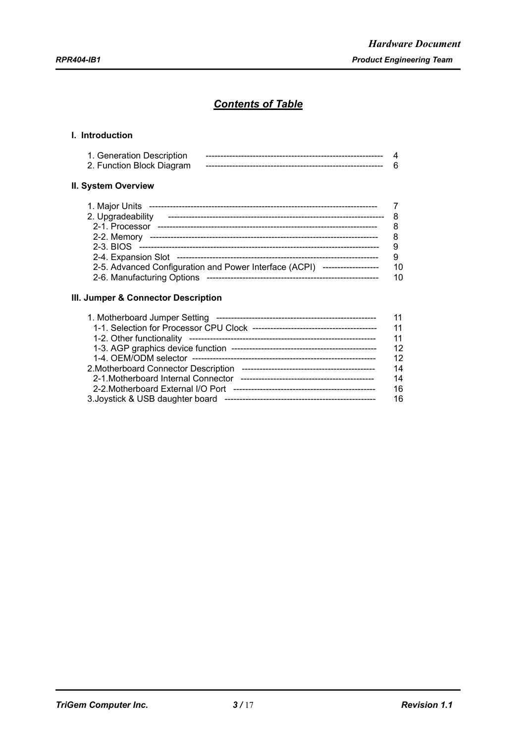## *Contents of Table*

### I. Introduction

1. Generation Description ---------------------------------------------------------- 4
2. Function Block Diagram ---------------------------------------------------------- 6

### II. System Overview

1. Major Units --------------------------------------------------------------------------- 7
2. Upgradeability ----------------------------------------------------------------------- 8
   - 2-1. Processor ------------------------------------------------------------------------ 8
   - 2-2. Memory -------------------------------------------------------------------------- 8
   - 2-3. BIOS ------------------------------------------------------------------------------ 9
   - 2-4. Expansion Slot ------------------------------------------------------------------ 9
   - 2-5. Advanced Configuration and Power Interface (ACPI) ------------------ 10
   - 2-6. Manufacturing Options ---------------------------------------------------- 10

### III. Jumper & Connector Description

1. Motherboard Jumper Setting ------------------------------------------------------ 11
   - 1-1. Selection for Processor CPU Clock ---------------------------------------- 11
   - 1-2. Other functionality --------------------------------------------------------- 11
   - 1-3. AGP graphics device function ------------------------------------------- 12
   - 1-4. OEM/ODM selector --------------------------------------------------------- 12
2. Motherboard Connector Description ------------------------------------------- 14
   - 2-1. Motherboard Internal Connector ------------------------------------------ 14
   - 2-2. Motherboard External I/O Port ------------------------------------------- 16
3. Joystick & USB daughter board ------------------------------------------------- 16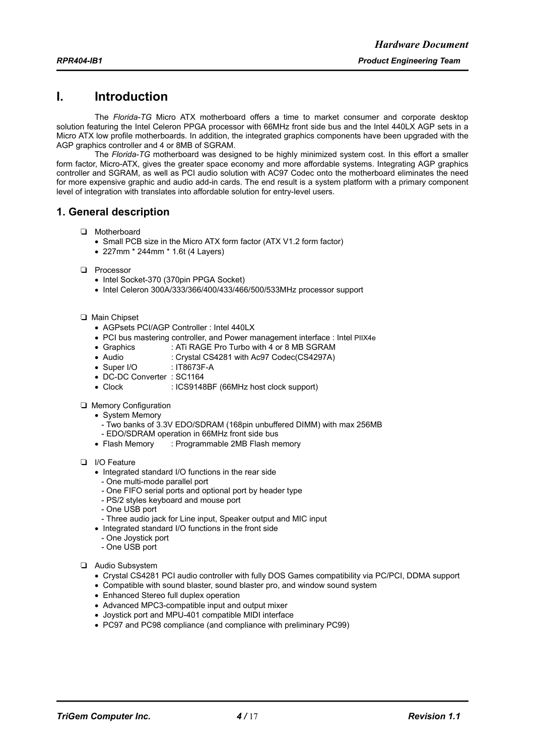# I. Introduction

The *Florida-TG* Micro ATX motherboard offers a time to market consumer and corporate desktop solution featuring the Intel Celeron PPGA processor with 66MHz front side bus and the Intel 440LX AGP sets in a Micro ATX low profile motherboards. In addition, the integrated graphics components have been upgraded with the AGP graphics controller and 4 or 8MB of SGRAM.

The *Florida-TG* motherboard was designed to be highly minimized system cost. In this effort a smaller form factor, Micro-ATX, gives the greater space economy and more affordable systems. Integrating AGP graphics controller and SGRAM, as well as PCI audio solution with AC97 Codec onto the motherboard eliminates the need for more expensive graphic and audio add-in cards. The end result is a system platform with a primary component level of integration with translates into affordable solution for entry-level users.

## 1. General description

- Motherboard
  - Small PCB size in the Micro ATX form factor (ATX V1.2 form factor)
  - 227mm * 244mm * 1.6t (4 Layers)

- Processor
  - Intel Socket-370 (370pin PPGA Socket)
  - Intel Celeron 300A/333/366/400/433/466/500/533MHz processor support

- Main Chipset
  - AGPsets PCI/AGP Controller : Intel 440LX
  - PCI bus mastering controller, and Power management interface : Intel PIIX4e
  - Graphics : ATi RAGE Pro Turbo with 4 or 8 MB SGRAM
  - Audio : Crystal CS4281 with Ac97 Codec(CS4297A)
  - Super I/O : IT8673F-A
  - DC-DC Converter : SC1164
  - Clock : ICS9148BF (66MHz host clock support)

- Memory Configuration
  - System Memory
    - Two banks of 3.3V EDO/SDRAM (168pin unbuffered DIMM) with max 256MB
    - EDO/SDRAM operation in 66MHz front side bus
  - Flash Memory : Programmable 2MB Flash memory

- I/O Feature
  - Integrated standard I/O functions in the rear side
    - One multi-mode parallel port
    - One FIFO serial ports and optional port by header type
    - PS/2 styles keyboard and mouse port
    - One USB port
    - Three audio jack for Line input, Speaker output and MIC input
  - Integrated standard I/O functions in the front side
    - One Joystick port
    - One USB port

- Audio Subsystem
  - Crystal CS4281 PCI audio controller with fully DOS Games compatibility via PC/PCI, DDMA support
  - Compatible with sound blaster, sound blaster pro, and window sound system
  - Enhanced Stereo full duplex operation
  - Advanced MPC3-compatible input and output mixer
  - Joystick port and MPU-401 compatible MIDI interface
  - PC97 and PC98 compliance (and compliance with preliminary PC99)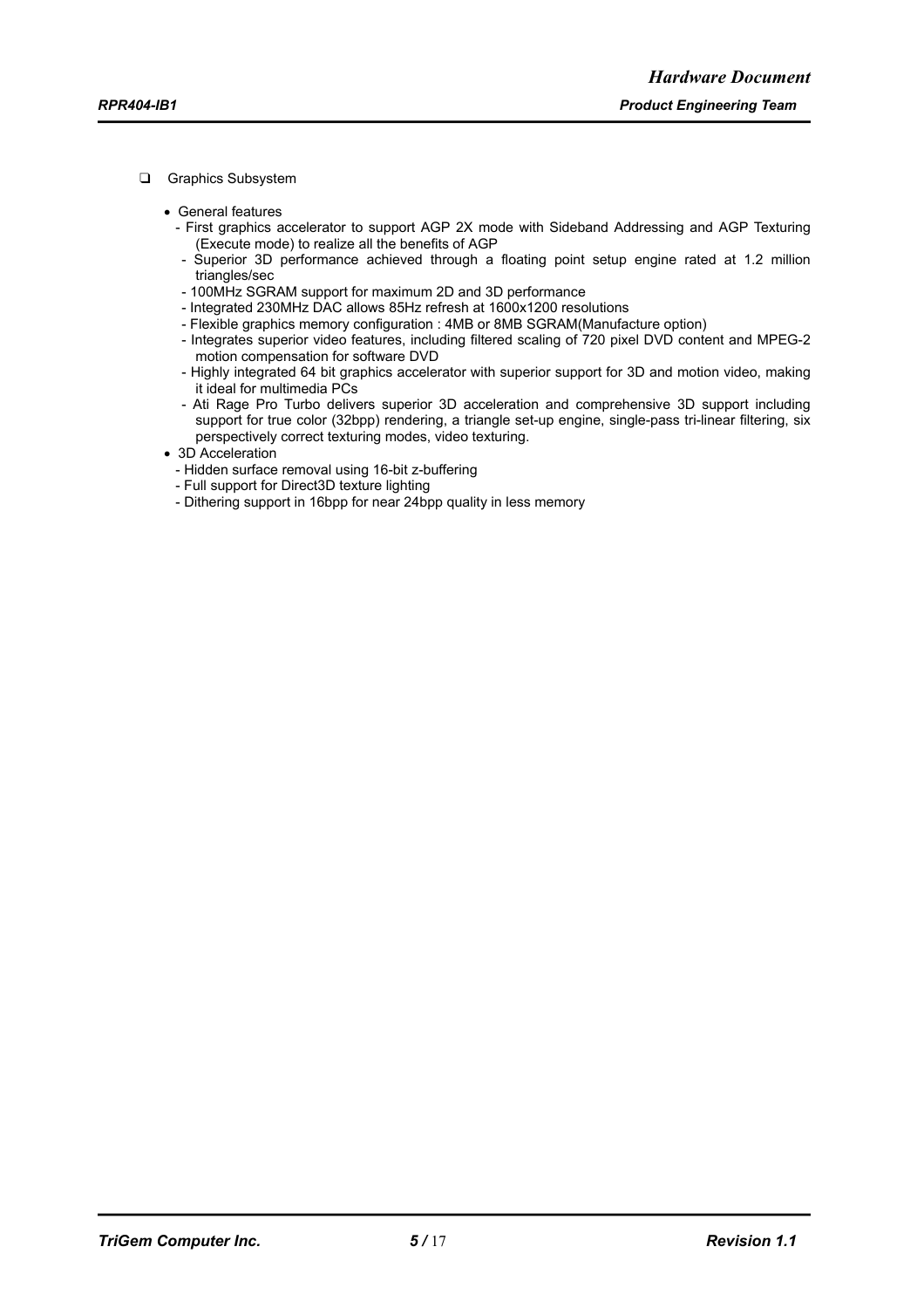- Graphics Subsystem

  - General features
    - First graphics accelerator to support AGP 2X mode with Sideband Addressing and AGP Texturing (Execute mode) to realize all the benefits of AGP
    - Superior 3D performance achieved through a floating point setup engine rated at 1.2 million triangles/sec
    - 100MHz SGRAM support for maximum 2D and 3D performance
    - Integrated 230MHz DAC allows 85Hz refresh at 1600x1200 resolutions
    - Flexible graphics memory configuration : 4MB or 8MB SGRAM(Manufacture option)
    - Integrates superior video features, including filtered scaling of 720 pixel DVD content and MPEG-2 motion compensation for software DVD
    - Highly integrated 64 bit graphics accelerator with superior support for 3D and motion video, making it ideal for multimedia PCs
    - Ati Rage Pro Turbo delivers superior 3D acceleration and comprehensive 3D support including support for true color (32bpp) rendering, a triangle set-up engine, single-pass tri-linear filtering, six perspectively correct texturing modes, video texturing.
  - 3D Acceleration
    - Hidden surface removal using 16-bit z-buffering
    - Full support for Direct3D texture lighting
    - Dithering support in 16bpp for near 24bpp quality in less memory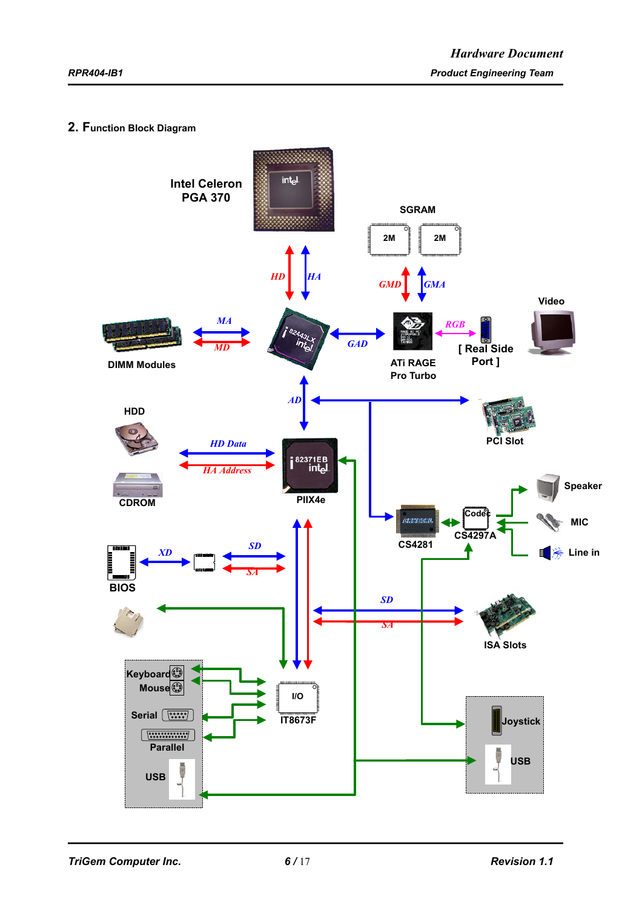## 2. Function Block Diagram

Intel Celeron PGA 370

SGRAM

2M 2M

HD HA GMD GMA

Video

MA

MD

GAD

RGB

DIMM Modules

ATi RAGE Pro Turbo

[ Real Side Port ]

AD

HDD

PCI Slot

HD Data

HA Address

PIIX4e

CDROM

Speaker

Codec

MIC

CS4281

CS4297A

Line in

XD

SD

SA

BIOS

SD

SA

ISA Slots

Keyboard

Mouse

I/O

IT8673F

Serial

Joystick

Parallel

USB

USB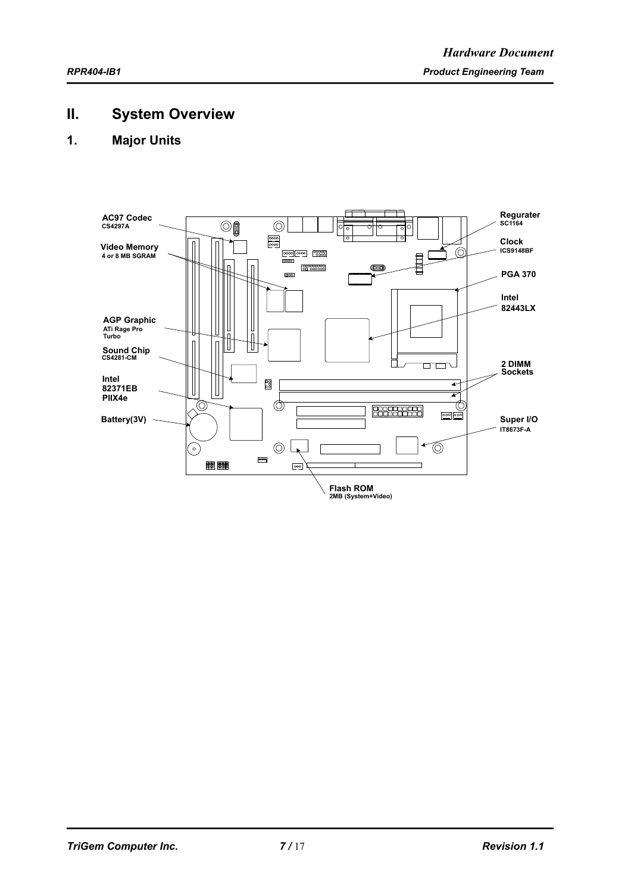# II. System Overview

## 1. Major Units

AC97 Codec
CS4297A

Video Memory
4 or 8 MB SGRAM

AGP Graphic
ATi Rage Pro Turbo

Sound Chip
CS4281-CM

Intel
82371EB
PIIX4e

Battery(3V)

Flash ROM
2MB (System+Video)

Super I/O
IT8673F-A

2 DIMM Sockets

Intel
82443LX

PGA 370

Clock
ICS9148BF

Regurater
SC1164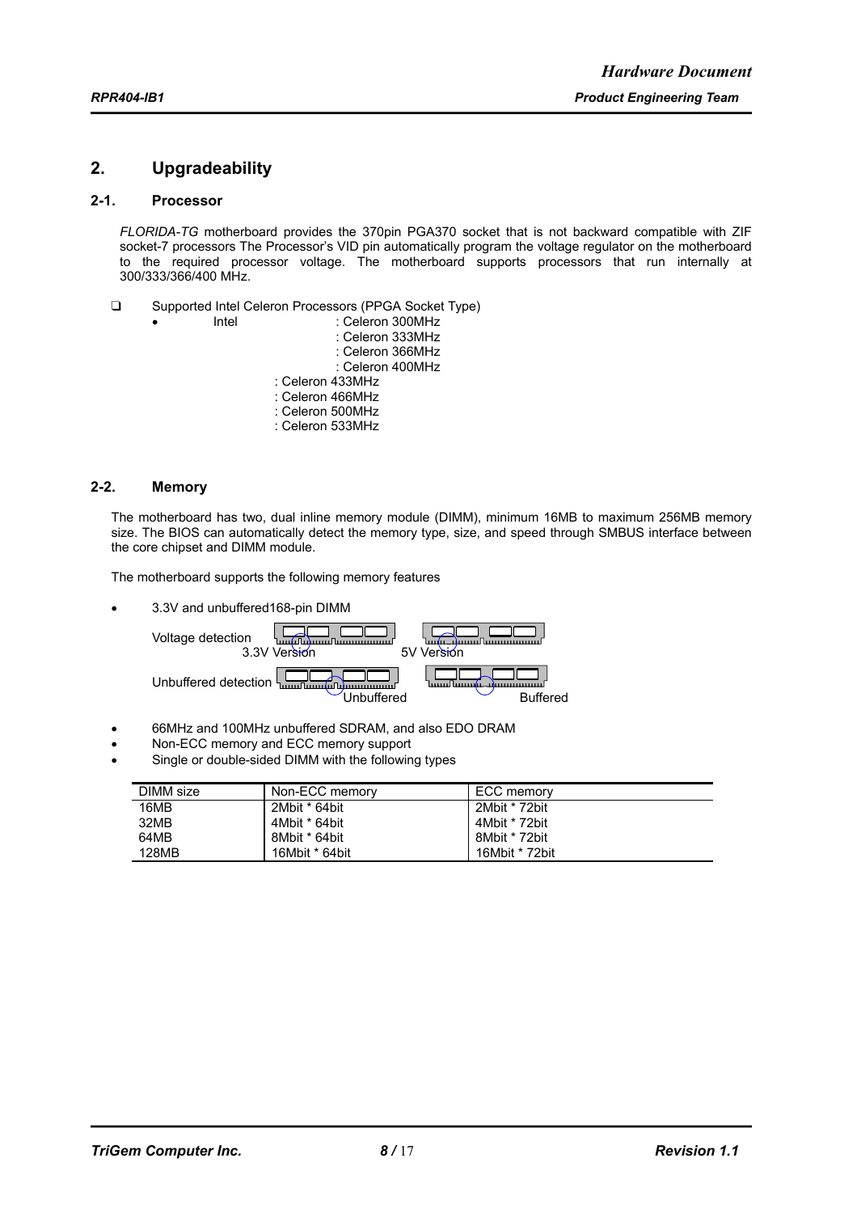## 2. Upgradeability

### 2-1. Processor

*FLORIDA-TG* motherboard provides the 370pin PGA370 socket that is not backward compatible with ZIF socket-7 processors The Processor's VID pin automatically program the voltage regulator on the motherboard to the required processor voltage. The motherboard supports processors that run internally at 300/333/366/400 MHz.

- Supported Intel Celeron Processors (PPGA Socket Type)
  - Intel : Celeron 300MHz
    : Celeron 333MHz
    : Celeron 366MHz
    : Celeron 400MHz
    : Celeron 433MHz
    : Celeron 466MHz
    : Celeron 500MHz
    : Celeron 533MHz

### 2-2. Memory

The motherboard has two, dual inline memory module (DIMM), minimum 16MB to maximum 256MB memory size. The BIOS can automatically detect the memory type, size, and speed through SMBUS interface between the core chipset and DIMM module.

The motherboard supports the following memory features

- 3.3V and unbuffered168-pin DIMM

Voltage detection — 3.3V Version, 5V Version

Unbuffered detection — Unbuffered, Buffered

- 66MHz and 100MHz unbuffered SDRAM, and also EDO DRAM
- Non-ECC memory and ECC memory support
- Single or double-sided DIMM with the following types

| DIMM size | Non-ECC memory | ECC memory |
|---|---|---|
| 16MB | 2Mbit * 64bit | 2Mbit * 72bit |
| 32MB | 4Mbit * 64bit | 4Mbit * 72bit |
| 64MB | 8Mbit * 64bit | 8Mbit * 72bit |
| 128MB | 16Mbit * 64bit | 16Mbit * 72bit |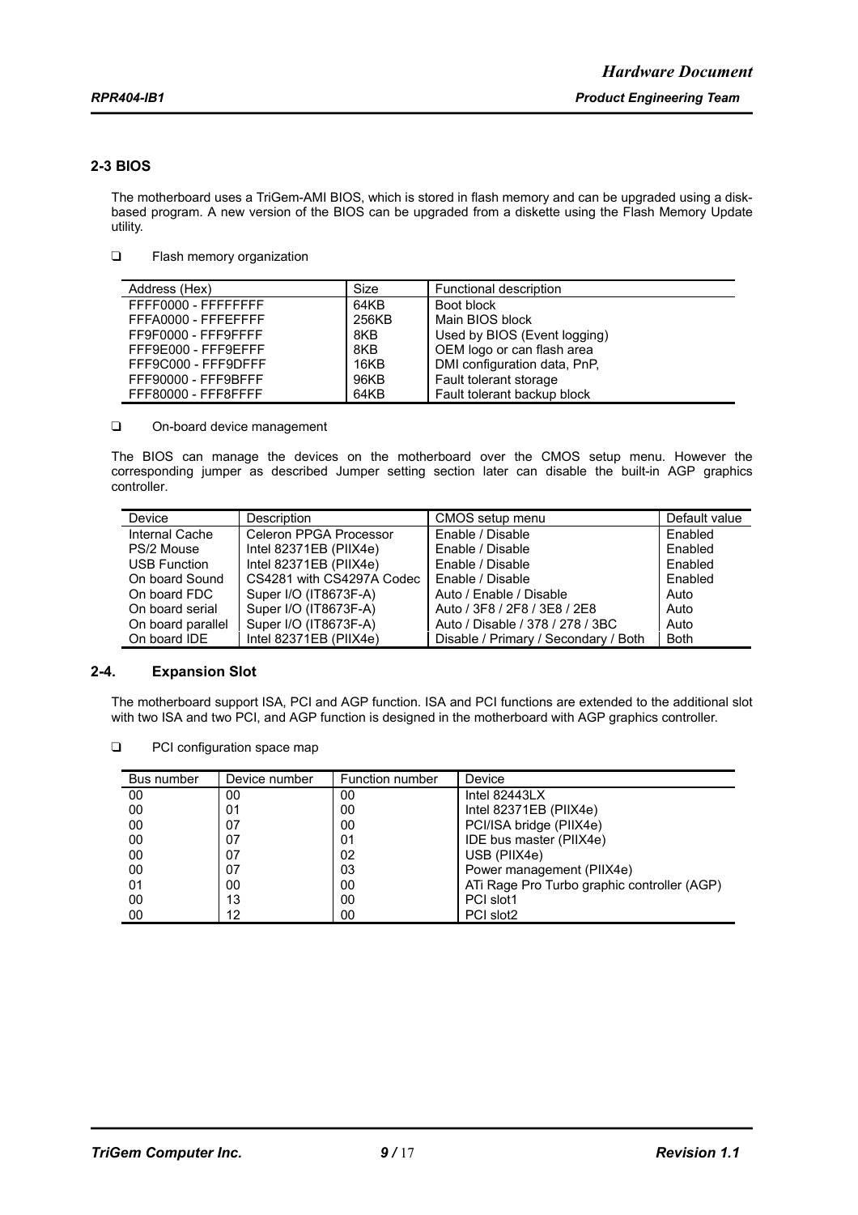## 2-3 BIOS

The motherboard uses a TriGem-AMI BIOS, which is stored in flash memory and can be upgraded using a disk-based program. A new version of the BIOS can be upgraded from a diskette using the Flash Memory Update utility.

- Flash memory organization

| Address (Hex) | Size | Functional description |
|---|---|---|
| FFFF0000 - FFFFFFFF | 64KB | Boot block |
| FFFA0000 - FFFEFFFF | 256KB | Main BIOS block |
| FFF9F000 - FFF9FFFF | 8KB | Used by BIOS (Event logging) |
| FFF9E000 - FFF9EFFF | 8KB | OEM logo or can flash area |
| FFF9C000 - FFF9DFFF | 16KB | DMI configuration data, PnP, |
| FFF90000 - FFF9BFFF | 96KB | Fault tolerant storage |
| FFF80000 - FFF8FFFF | 64KB | Fault tolerant backup block |

- On-board device management

The BIOS can manage the devices on the motherboard over the CMOS setup menu. However the corresponding jumper as described Jumper setting section later can disable the built-in AGP graphics controller.

| Device | Description | CMOS setup menu | Default value |
|---|---|---|---|
| Internal Cache | Celeron PPGA Processor | Enable / Disable | Enabled |
| PS/2 Mouse | Intel 82371EB (PIIX4e) | Enable / Disable | Enabled |
| USB Function | Intel 82371EB (PIIX4e) | Enable / Disable | Enabled |
| On board Sound | CS4281 with CS4297A Codec | Enable / Disable | Enabled |
| On board FDC | Super I/O (IT8673F-A) | Auto / Enable / Disable | Auto |
| On board serial | Super I/O (IT8673F-A) | Auto / 3F8 / 2F8 / 3E8 / 2E8 | Auto |
| On board parallel | Super I/O (IT8673F-A) | Auto / Disable / 378 / 278 / 3BC | Auto |
| On board IDE | Intel 82371EB (PIIX4e) | Disable / Primary / Secondary / Both | Both |

## 2-4. Expansion Slot

The motherboard support ISA, PCI and AGP function. ISA and PCI functions are extended to the additional slot with two ISA and two PCI, and AGP function is designed in the motherboard with AGP graphics controller.

- PCI configuration space map

| Bus number | Device number | Function number | Device |
|---|---|---|---|
| 00 | 00 | 00 | Intel 82443LX |
| 00 | 01 | 00 | Intel 82371EB (PIIX4e) |
| 00 | 07 | 00 | PCI/ISA bridge (PIIX4e) |
| 00 | 07 | 01 | IDE bus master (PIIX4e) |
| 00 | 07 | 02 | USB (PIIX4e) |
| 00 | 07 | 03 | Power management (PIIX4e) |
| 01 | 00 | 00 | ATi Rage Pro Turbo graphic controller (AGP) |
| 00 | 13 | 00 | PCI slot1 |
| 00 | 12 | 00 | PCI slot2 |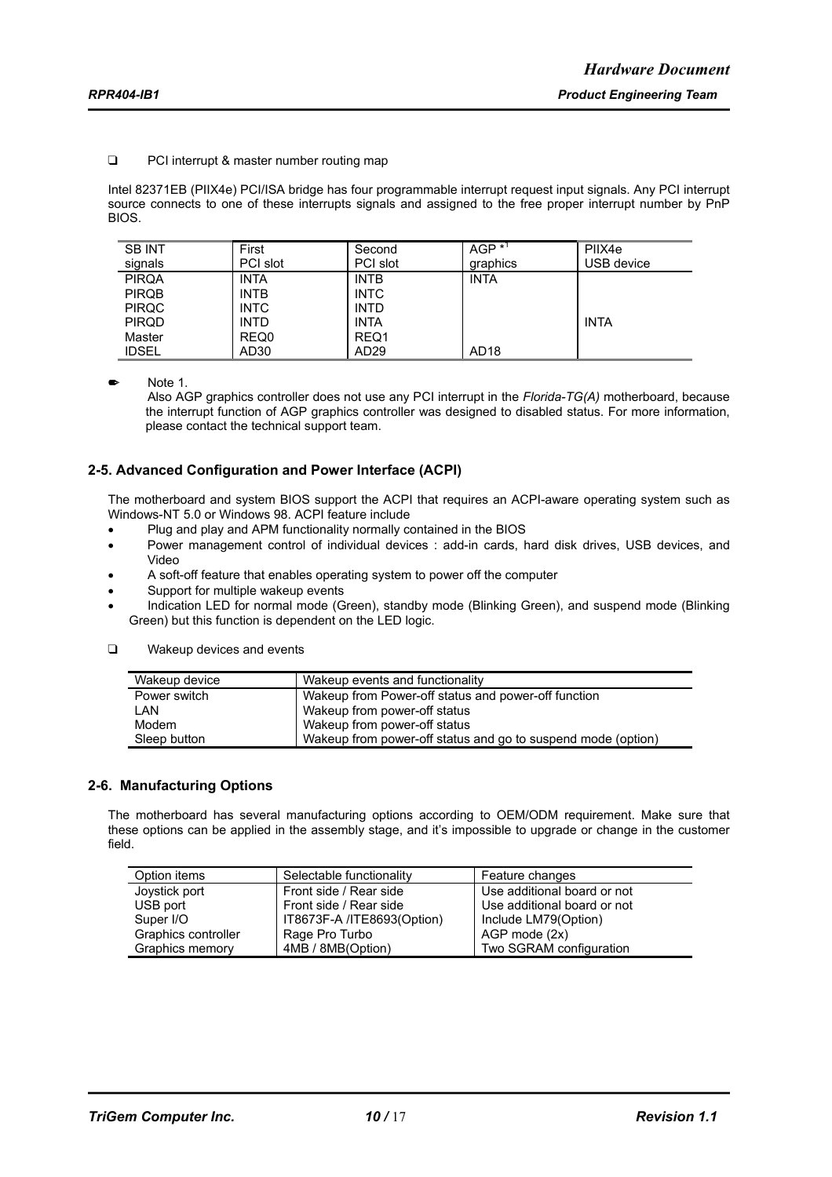- PCI interrupt & master number routing map

Intel 82371EB (PIIX4e) PCI/ISA bridge has four programmable interrupt request input signals. Any PCI interrupt source connects to one of these interrupts signals and assigned to the free proper interrupt number by PnP BIOS.

| SB INT signals | First PCI slot | Second PCI slot | AGP *[1] graphics | PIIX4e USB device |
|---|---|---|---|---|
| PIRQA | INTA | INTB | INTA | |
| PIRQB | INTB | INTC | | |
| PIRQC | INTC | INTD | | |
| PIRQD | INTD | INTA | | INTA |
| Master | REQ0 | REQ1 | | |
| IDSEL | AD30 | AD29 | AD18 | |

✎ Note 1.
Also AGP graphics controller does not use any PCI interrupt in the *Florida-TG(A)* motherboard, because the interrupt function of AGP graphics controller was designed to disabled status. For more information, please contact the technical support team.

### 2-5. Advanced Configuration and Power Interface (ACPI)

The motherboard and system BIOS support the ACPI that requires an ACPI-aware operating system such as Windows-NT 5.0 or Windows 98. ACPI feature include

- Plug and play and APM functionality normally contained in the BIOS
- Power management control of individual devices : add-in cards, hard disk drives, USB devices, and Video
- A soft-off feature that enables operating system to power off the computer
- Support for multiple wakeup events
- Indication LED for normal mode (Green), standby mode (Blinking Green), and suspend mode (Blinking Green) but this function is dependent on the LED logic.

- Wakeup devices and events

| Wakeup device | Wakeup events and functionality |
|---|---|
| Power switch | Wakeup from Power-off status and power-off function |
| LAN | Wakeup from power-off status |
| Modem | Wakeup from power-off status |
| Sleep button | Wakeup from power-off status and go to suspend mode (option) |

### 2-6. Manufacturing Options

The motherboard has several manufacturing options according to OEM/ODM requirement. Make sure that these options can be applied in the assembly stage, and it's impossible to upgrade or change in the customer field.

| Option items | Selectable functionality | Feature changes |
|---|---|---|
| Joystick port | Front side / Rear side | Use additional board or not |
| USB port | Front side / Rear side | Use additional board or not |
| Super I/O | IT8673F-A /ITE8693(Option) | Include LM79(Option) |
| Graphics controller | Rage Pro Turbo | AGP mode (2x) |
| Graphics memory | 4MB / 8MB(Option) | Two SGRAM configuration |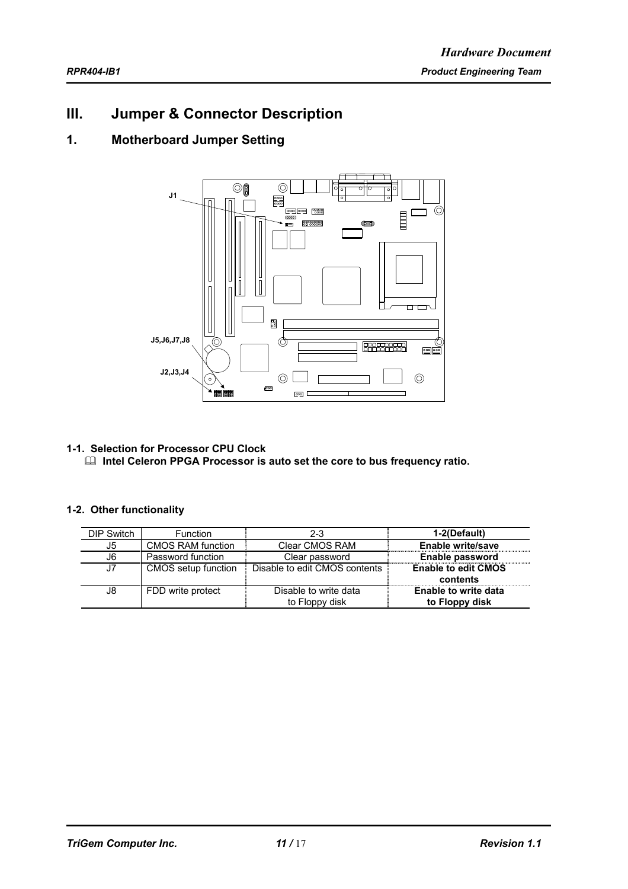# III. Jumper & Connector Description

## 1. Motherboard Jumper Setting

J1

J5,J6,J7,J8

J2,J3,J4

### 1-1. Selection for Processor CPU Clock

**Intel Celeron PPGA Processor is auto set the core to bus frequency ratio.**

### 1-2. Other functionality

| DIP Switch | Function | 2-3 | **1-2(Default)** |
|---|---|---|---|
| J5 | CMOS RAM function | Clear CMOS RAM | **Enable write/save** |
| J6 | Password function | Clear password | **Enable password** |
| J7 | CMOS setup function | Disable to edit CMOS contents | **Enable to edit CMOS contents** |
| J8 | FDD write protect | Disable to write data to Floppy disk | **Enable to write data to Floppy disk** |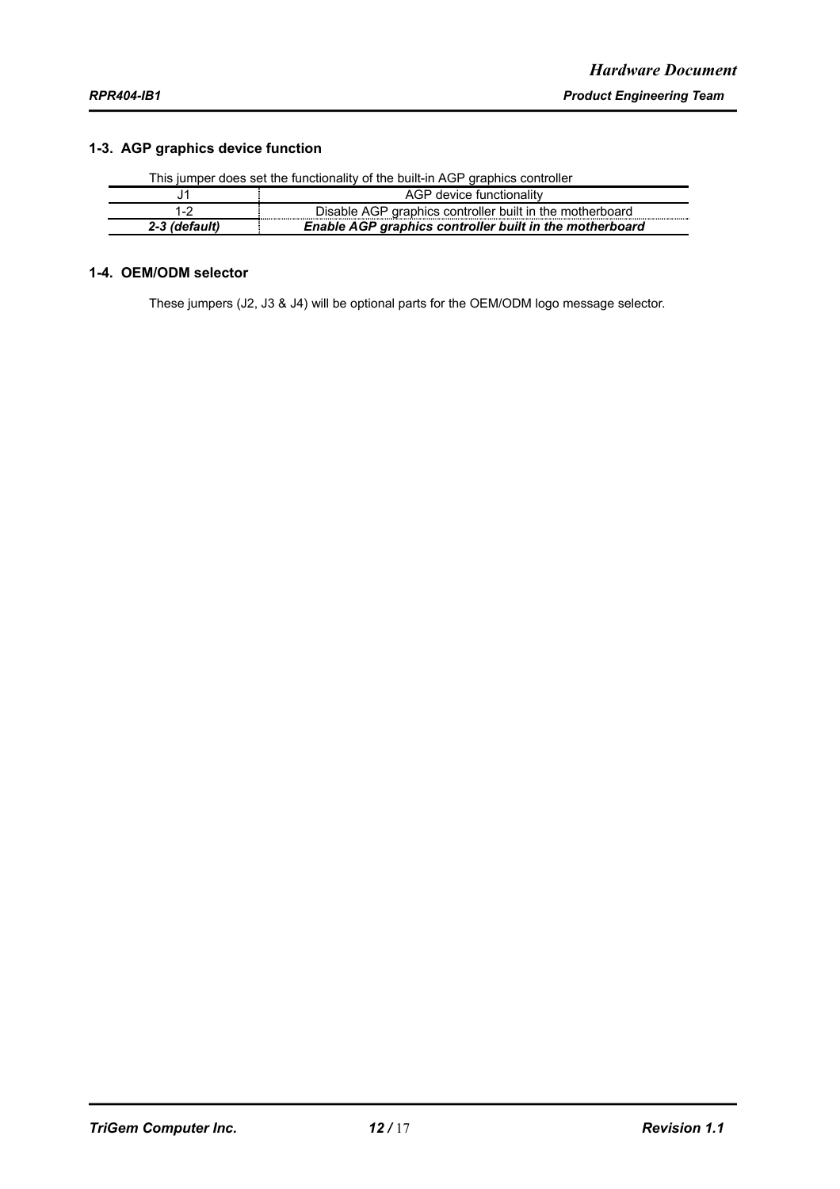### 1-3. AGP graphics device function

This jumper does set the functionality of the built-in AGP graphics controller

| J1 | AGP device functionality |
| --- | --- |
| 1-2 | Disable AGP graphics controller built in the motherboard |
| ***2-3 (default)*** | ***Enable AGP graphics controller built in the motherboard*** |

### 1-4. OEM/ODM selector

These jumpers (J2, J3 & J4) will be optional parts for the OEM/ODM logo message selector.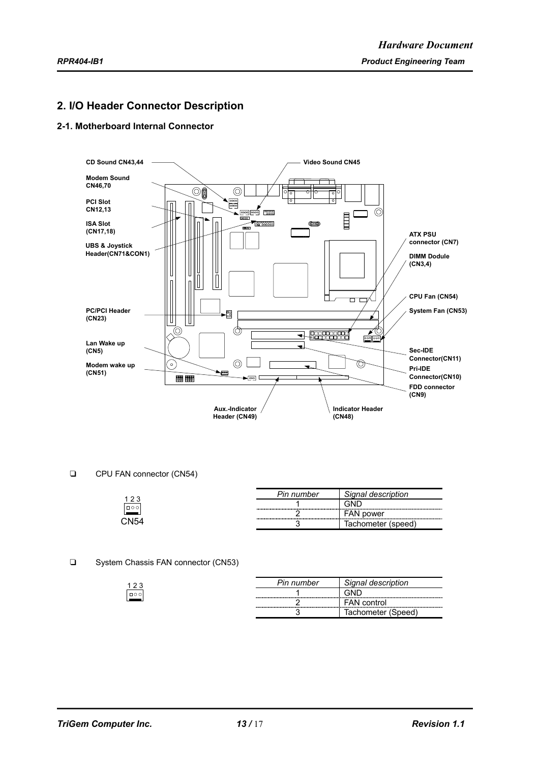## 2. I/O Header Connector Description

### 2-1. Motherboard Internal Connector

CD Sound CN43,44

Video Sound CN45

Modem Sound CN46,70

PCI Slot CN12,13

ISA Slot (CN17,18)

UBS & Joystick Header(CN71&CON1)

ATX PSU connector (CN7)

DIMM Dodule (CN3,4)

CPU Fan (CN54)

System Fan (CN53)

PC/PCI Header (CN23)

Lan Wake up (CN5)

Modem wake up (CN51)

Sec-IDE Connector(CN11)

Pri-IDE Connector(CN10)

FDD connector (CN9)

Aux.-Indicator Header (CN49)

Indicator Header (CN48)

- CPU FAN connector (CN54)

1 2 3

CN54

| Pin number | Signal description |
|---|---|
| 1 | GND |
| 2 | FAN power |
| 3 | Tachometer (speed) |

- System Chassis FAN connector (CN53)

1 2 3

| Pin number | Signal description |
|---|---|
| 1 | GND |
| 2 | FAN control |
| 3 | Tachometer (Speed) |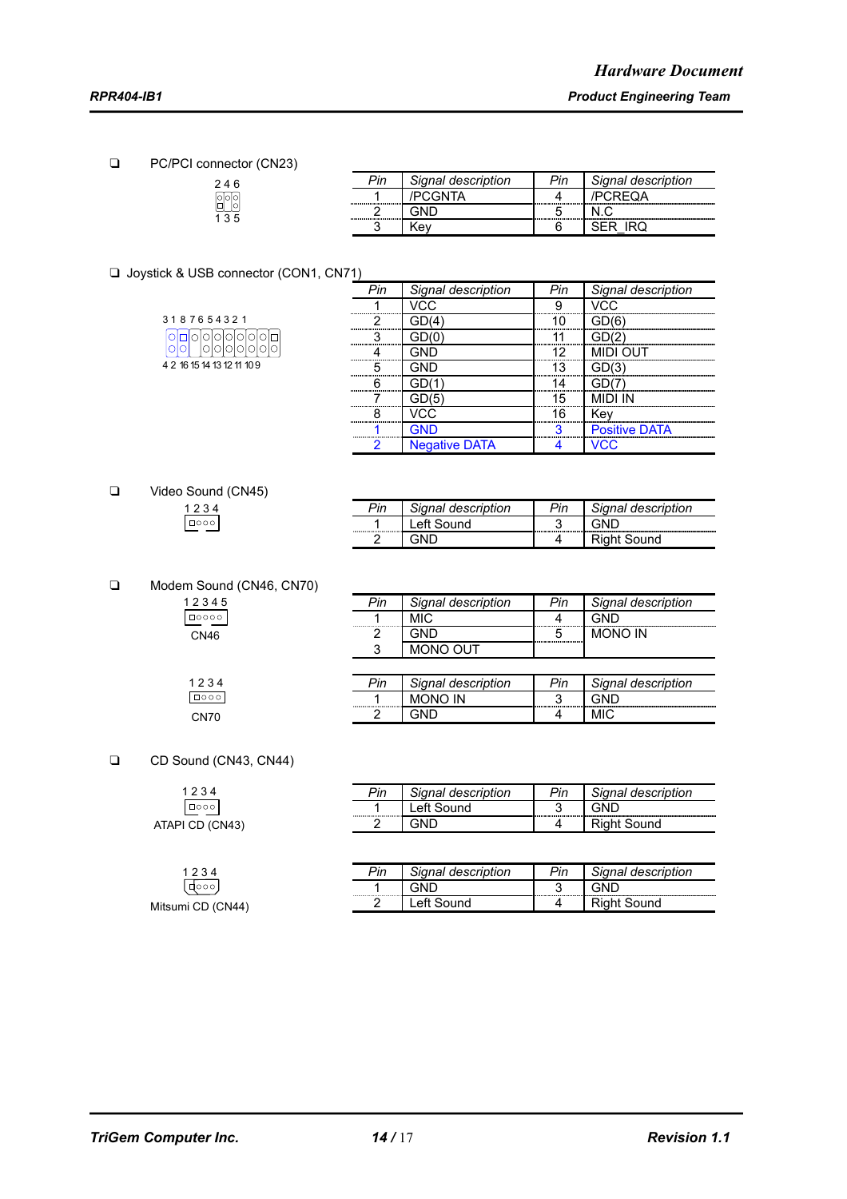- PC/PCI connector (CN23)

2 4 6
1 3 5

| Pin | Signal description | Pin | Signal description |
|---|---|---|---|
| 1 | /PCGNTA | 4 | /PCREQA |
| 2 | GND | 5 | N.C |
| 3 | Key | 6 | SER_IRQ |

- Joystick & USB connector (CON1, CN71)

3 1 8 7 6 5 4 3 2 1
4 2 16 15 14 13 12 11 10 9

| Pin | Signal description | Pin | Signal description |
|---|---|---|---|
| 1 | VCC | 9 | VCC |
| 2 | GD(4) | 10 | GD(6) |
| 3 | GD(0) | 11 | GD(2) |
| 4 | GND | 12 | MIDI OUT |
| 5 | GND | 13 | GD(3) |
| 6 | GD(1) | 14 | GD(7) |
| 7 | GD(5) | 15 | MIDI IN |
| 8 | VCC | 16 | Key |
| 1 | GND | 3 | Positive DATA |
| 2 | Negative DATA | 4 | VCC |

- Video Sound (CN45)

1 2 3 4

| Pin | Signal description | Pin | Signal description |
|---|---|---|---|
| 1 | Left Sound | 3 | GND |
| 2 | GND | 4 | Right Sound |

- Modem Sound (CN46, CN70)

1 2 3 4 5
CN46

| Pin | Signal description | Pin | Signal description |
|---|---|---|---|
| 1 | MIC | 4 | GND |
| 2 | GND | 5 | MONO IN |
| 3 | MONO OUT | | |

1 2 3 4
CN70

| Pin | Signal description | Pin | Signal description |
|---|---|---|---|
| 1 | MONO IN | 3 | GND |
| 2 | GND | 4 | MIC |

- CD Sound (CN43, CN44)

1 2 3 4
ATAPI CD (CN43)

| Pin | Signal description | Pin | Signal description |
|---|---|---|---|
| 1 | Left Sound | 3 | GND |
| 2 | GND | 4 | Right Sound |

1 2 3 4
Mitsumi CD (CN44)

| Pin | Signal description | Pin | Signal description |
|---|---|---|---|
| 1 | GND | 3 | GND |
| 2 | Left Sound | 4 | Right Sound |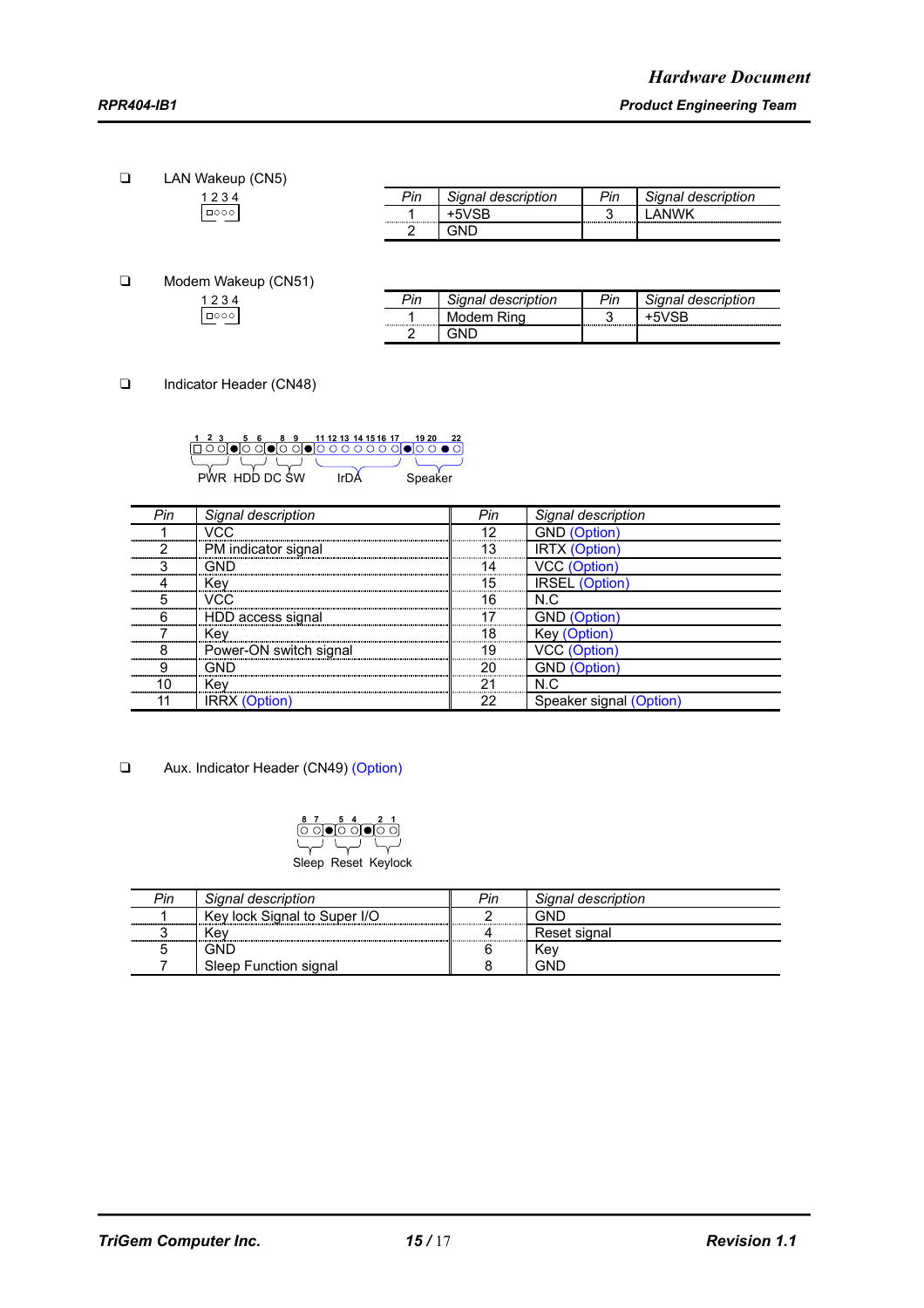- LAN Wakeup (CN5)

1 2 3 4

| Pin | Signal description | Pin | Signal description |
|---|---|---|---|
| 1 | +5VSB | 3 | LANWK |
| 2 | GND | | |

- Modem Wakeup (CN51)

1 2 3 4

| Pin | Signal description | Pin | Signal description |
|---|---|---|---|
| 1 | Modem Ring | 3 | +5VSB |
| 2 | GND | | |

- Indicator Header (CN48)

1 2 3 5 6 8 9 11 12 13 14 15 16 17 19 20 22

PWR HDD DC SW IrDA Speaker

| Pin | Signal description | Pin | Signal description |
|---|---|---|---|
| 1 | VCC | 12 | GND (Option) |
| 2 | PM indicator signal | 13 | IRTX (Option) |
| 3 | GND | 14 | VCC (Option) |
| 4 | Key | 15 | IRSEL (Option) |
| 5 | VCC | 16 | N.C |
| 6 | HDD access signal | 17 | GND (Option) |
| 7 | Key | 18 | Key (Option) |
| 8 | Power-ON switch signal | 19 | VCC (Option) |
| 9 | GND | 20 | GND (Option) |
| 10 | Key | 21 | N.C |
| 11 | IRRX (Option) | 22 | Speaker signal (Option) |

- Aux. Indicator Header (CN49) (Option)

8 7 5 4 2 1

Sleep Reset Keylock

| Pin | Signal description | Pin | Signal description |
|---|---|---|---|
| 1 | Key lock Signal to Super I/O | 2 | GND |
| 3 | Key | 4 | Reset signal |
| 5 | GND | 6 | Key |
| 7 | Sleep Function signal | 8 | GND |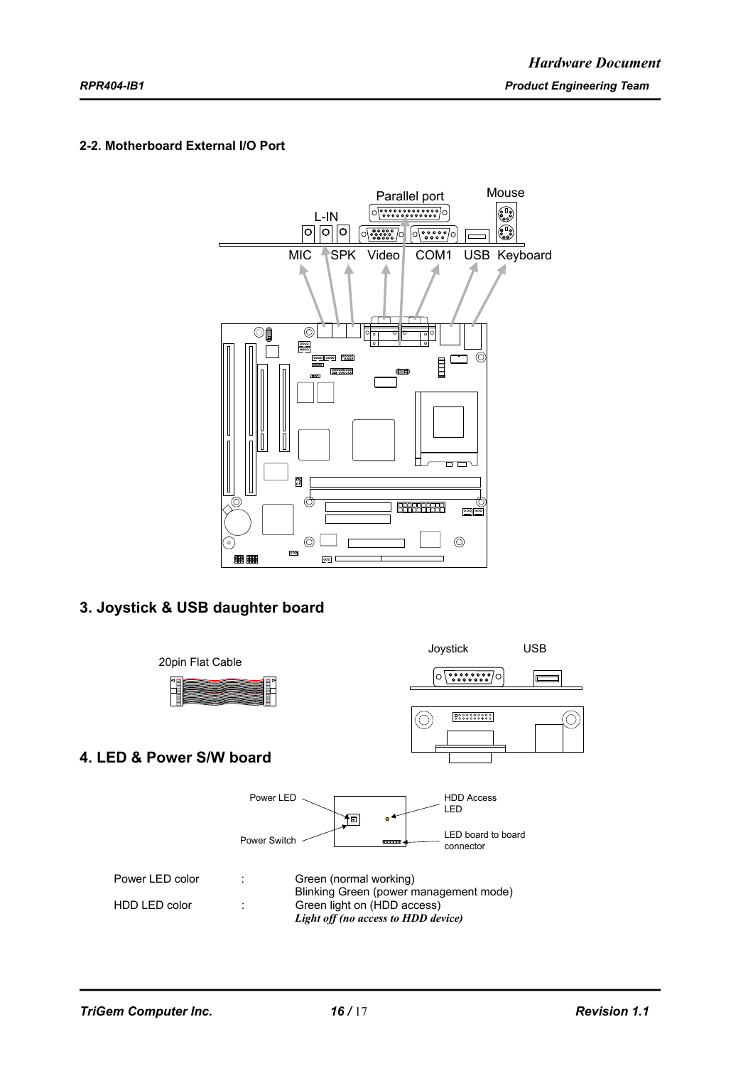**2-2. Motherboard External I/O Port**

## 3. Joystick & USB daughter board

## 4. LED & Power S/W board

| | | |
|---|---|---|
| Power LED color | : | Green (normal working)<br>Blinking Green (power management mode) |
| HDD LED color | : | Green light on (HDD access)<br>***Light off (no access to HDD device)*** |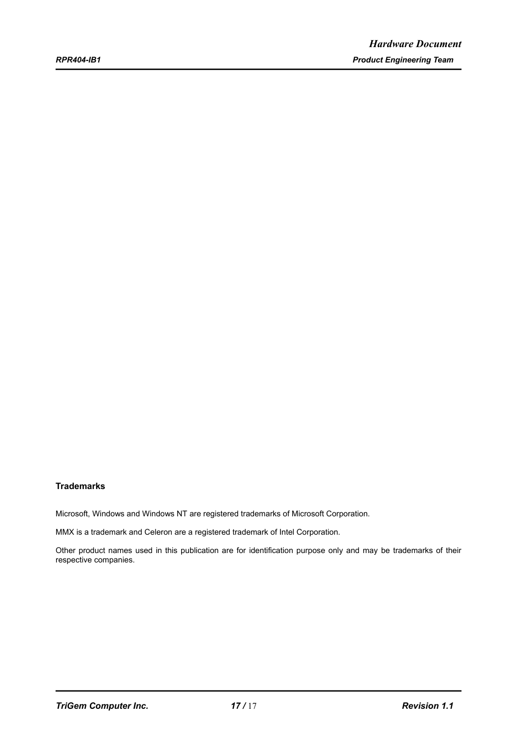**Trademarks**

Microsoft, Windows and Windows NT are registered trademarks of Microsoft Corporation.

MMX is a trademark and Celeron are a registered trademark of Intel Corporation.

Other product names used in this publication are for identification purpose only and may be trademarks of their respective companies.